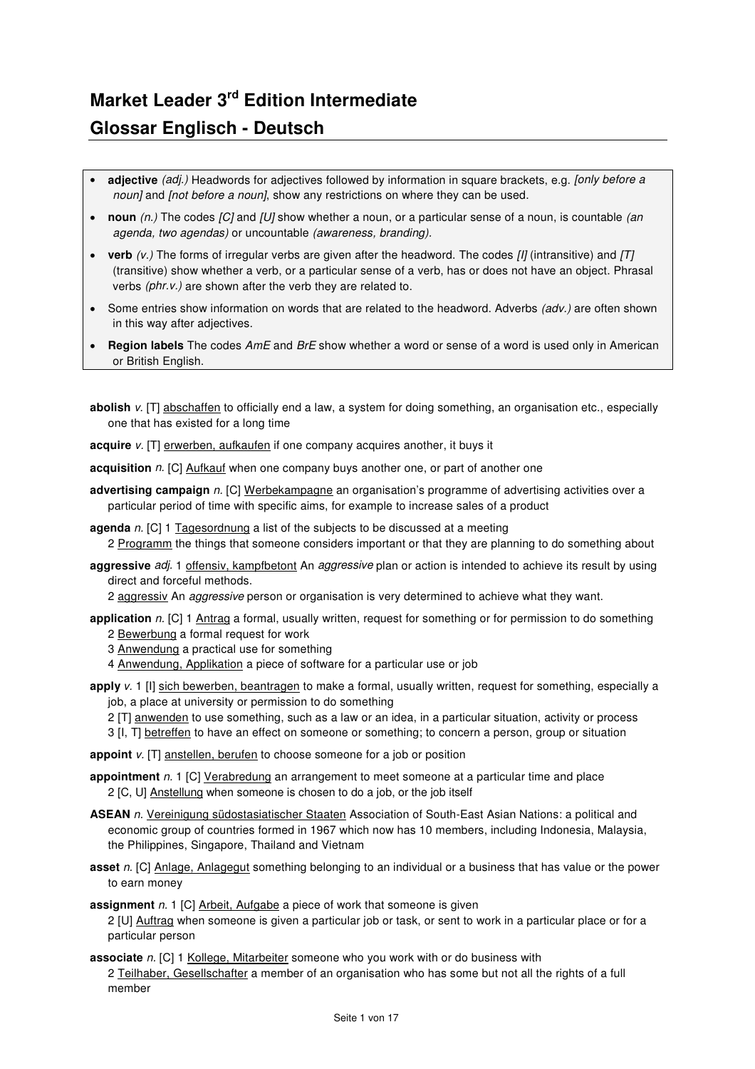# Market Leader 3rd Edition Intermediate

# Glossar Englisch - Deutsch

- **adjective** *(adj.)* Headwords for adjectives followed by information in square brackets, e.g. *[only before a noun]* and *[not before a noun]*, show any restrictions on where they can be used.
- **noun** *(n.)* The codes *[C]* and *[U]* show whether a noun, or a particular sense of a noun, is countable *(an agenda, two agendas)* or uncountable *(awareness, branding).*
- **verb** *(v.)* The forms of irregular verbs are given after the headword. The codes *[I]* (intransitive) and *[T]* (transitive) show whether a verb, or a particular sense of a verb, has or does not have an object. Phrasal verbs *(phr.v.)* are shown after the verb they are related to.
- Some entries show information on words that are related to the headword. Adverbs *(adv.)* are often shown in this way after adjectives.
- **Region labels** The codes *AmE* and *BrE* show whether a word or sense of a word is used only in American or British English.

**abolish** *v.* [T] <u>abschaffen</u> to officially end a law, a system for doing something, an organisation etc., especially one that has existed for a long time

**acquire** *v.* [T] <u>erwerben, aufkaufen</u> if one company acquires another, it buys it

**acquisition** *n.* [C] <u>Aufkauf</u> when one company buys another one, or part of another one

**advertising campaign** *n.* [C] <u>Werbekampagne</u> an organisation's programme of advertising activities over a particular period of time with specific aims, for example to increase sales of a product

**agenda** *n.* [C] 1 <u>Tagesordnung</u> a list of the subjects to be discussed at a meeting
2 <u>Programm</u> the things that someone considers important or that they are planning to do something about

**aggressive** *adj.* 1 <u>offensiv, kampfbetont</u> An *aggressive* plan or action is intended to achieve its result by using direct and forceful methods.
2 <u>aggressiv</u> An *aggressive* person or organisation is very determined to achieve what they want.

**application** *n.* [C] 1 <u>Antrag</u> a formal, usually written, request for something or for permission to do something
2 <u>Bewerbung</u> a formal request for work
3 <u>Anwendung</u> a practical use for something
4 <u>Anwendung, Applikation</u> a piece of software for a particular use or job

**apply** *v.* 1 [I] <u>sich bewerben, beantragen</u> to make a formal, usually written, request for something, especially a job, a place at university or permission to do something
2 [T] <u>anwenden</u> to use something, such as a law or an idea, in a particular situation, activity or process
3 [I, T] <u>betreffen</u> to have an effect on someone or something; to concern a person, group or situation

**appoint** *v.* [T] <u>anstellen, berufen</u> to choose someone for a job or position

**appointment** *n.* 1 [C] <u>Verabredung</u> an arrangement to meet someone at a particular time and place
2 [C, U] <u>Anstellung</u> when someone is chosen to do a job, or the job itself

**ASEAN** *n.* <u>Vereinigung südostasiatischer Staaten</u> Association of South-East Asian Nations: a political and economic group of countries formed in 1967 which now has 10 members, including Indonesia, Malaysia, the Philippines, Singapore, Thailand and Vietnam

**asset** *n.* [C] <u>Anlage, Anlagegut</u> something belonging to an individual or a business that has value or the power to earn money

**assignment** *n.* 1 [C] <u>Arbeit, Aufgabe</u> a piece of work that someone is given
2 [U] <u>Auftrag</u> when someone is given a particular job or task, or sent to work in a particular place or for a particular person

**associate** *n.* [C] 1 <u>Kollege, Mitarbeiter</u> someone who you work with or do business with
2 <u>Teilhaber, Gesellschafter</u> a member of an organisation who has some but not all the rights of a full member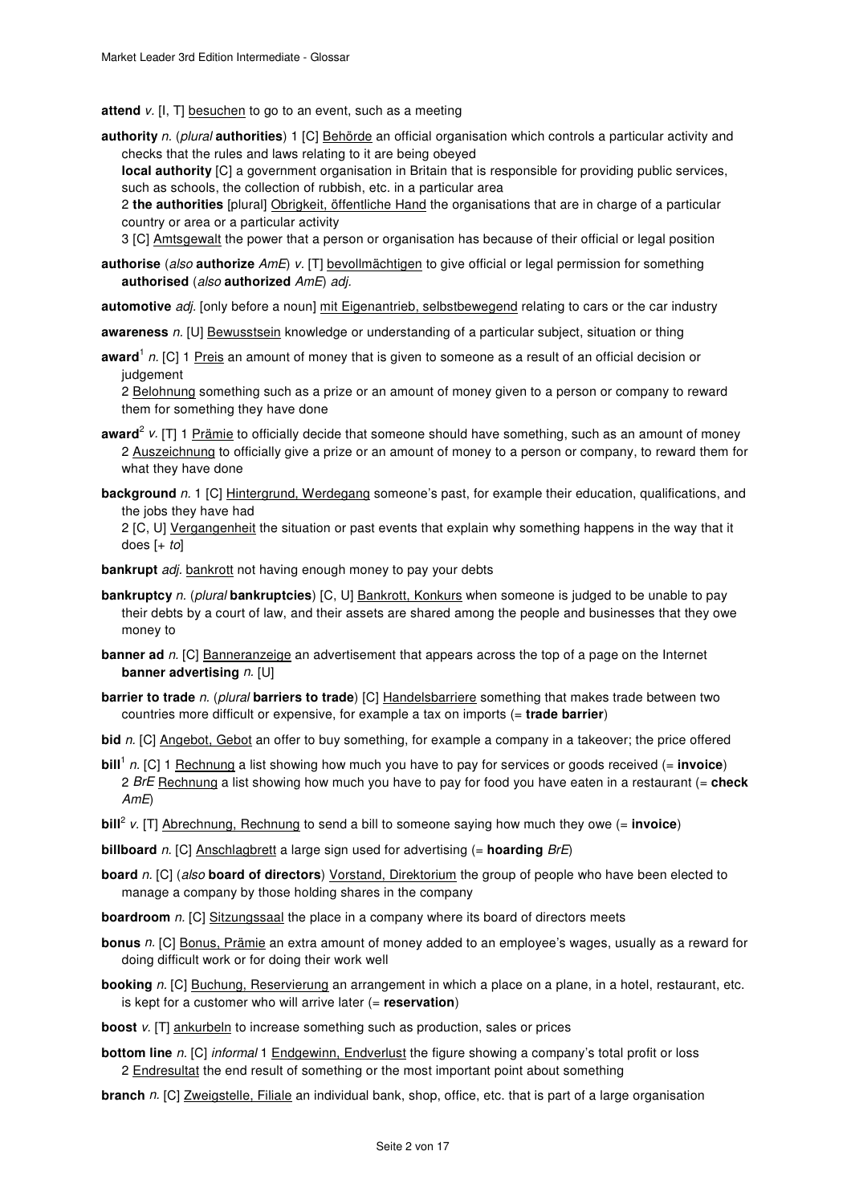**attend** *v.* [I, T] besuchen to go to an event, such as a meeting

**authority** *n.* (*plural* **authorities**) 1 [C] Behörde an official organisation which controls a particular activity and checks that the rules and laws relating to it are being obeyed
**local authority** [C] a government organisation in Britain that is responsible for providing public services, such as schools, the collection of rubbish, etc. in a particular area
2 **the authorities** [plural] Obrigkeit, öffentliche Hand the organisations that are in charge of a particular country or area or a particular activity
3 [C] Amtsgewalt the power that a person or organisation has because of their official or legal position

**authorise** (*also* **authorize** *AmE*) *v.* [T] bevollmächtigen to give official or legal permission for something
**authorised** (*also* **authorized** *AmE*) *adj.*

**automotive** *adj.* [only before a noun] mit Eigenantrieb, selbstbewegend relating to cars or the car industry

**awareness** *n.* [U] Bewusstsein knowledge or understanding of a particular subject, situation or thing

**award**[1] *n.* [C] 1 Preis an amount of money that is given to someone as a result of an official decision or judgement
2 Belohnung something such as a prize or an amount of money given to a person or company to reward them for something they have done

**award**[2] *v.* [T] 1 Prämie to officially decide that someone should have something, such as an amount of money
2 Auszeichnung to officially give a prize or an amount of money to a person or company, to reward them for what they have done

**background** *n.* 1 [C] Hintergrund, Werdegang someone's past, for example their education, qualifications, and the jobs they have had
2 [C, U] Vergangenheit the situation or past events that explain why something happens in the way that it does [+ *to*]

**bankrupt** *adj.* bankrott not having enough money to pay your debts

**bankruptcy** *n.* (*plural* **bankruptcies**) [C, U] Bankrott, Konkurs when someone is judged to be unable to pay their debts by a court of law, and their assets are shared among the people and businesses that they owe money to

**banner ad** *n.* [C] Banneranzeige an advertisement that appears across the top of a page on the Internet
**banner advertising** *n.* [U]

**barrier to trade** *n.* (*plural* **barriers to trade**) [C] Handelsbarriere something that makes trade between two countries more difficult or expensive, for example a tax on imports (= **trade barrier**)

**bid** *n.* [C] Angebot, Gebot an offer to buy something, for example a company in a takeover; the price offered

**bill**[1] *n.* [C] 1 Rechnung a list showing how much you have to pay for services or goods received (= **invoice**)
2 *BrE* Rechnung a list showing how much you have to pay for food you have eaten in a restaurant (= **check** *AmE*)

**bill**[2] *v.* [T] Abrechnung, Rechnung to send a bill to someone saying how much they owe (= **invoice**)

**billboard** *n.* [C] Anschlagbrett a large sign used for advertising (= **hoarding** *BrE*)

**board** *n.* [C] (*also* **board of directors**) Vorstand, Direktorium the group of people who have been elected to manage a company by those holding shares in the company

**boardroom** *n.* [C] Sitzungssaal the place in a company where its board of directors meets

**bonus** *n.* [C] Bonus, Prämie an extra amount of money added to an employee's wages, usually as a reward for doing difficult work or for doing their work well

**booking** *n.* [C] Buchung, Reservierung an arrangement in which a place on a plane, in a hotel, restaurant, etc. is kept for a customer who will arrive later (= **reservation**)

**boost** *v.* [T] ankurbeln to increase something such as production, sales or prices

**bottom line** *n.* [C] *informal* 1 Endgewinn, Endverlust the figure showing a company's total profit or loss
2 Endresultat the end result of something or the most important point about something

**branch** *n.* [C] Zweigstelle, Filiale an individual bank, shop, office, etc. that is part of a large organisation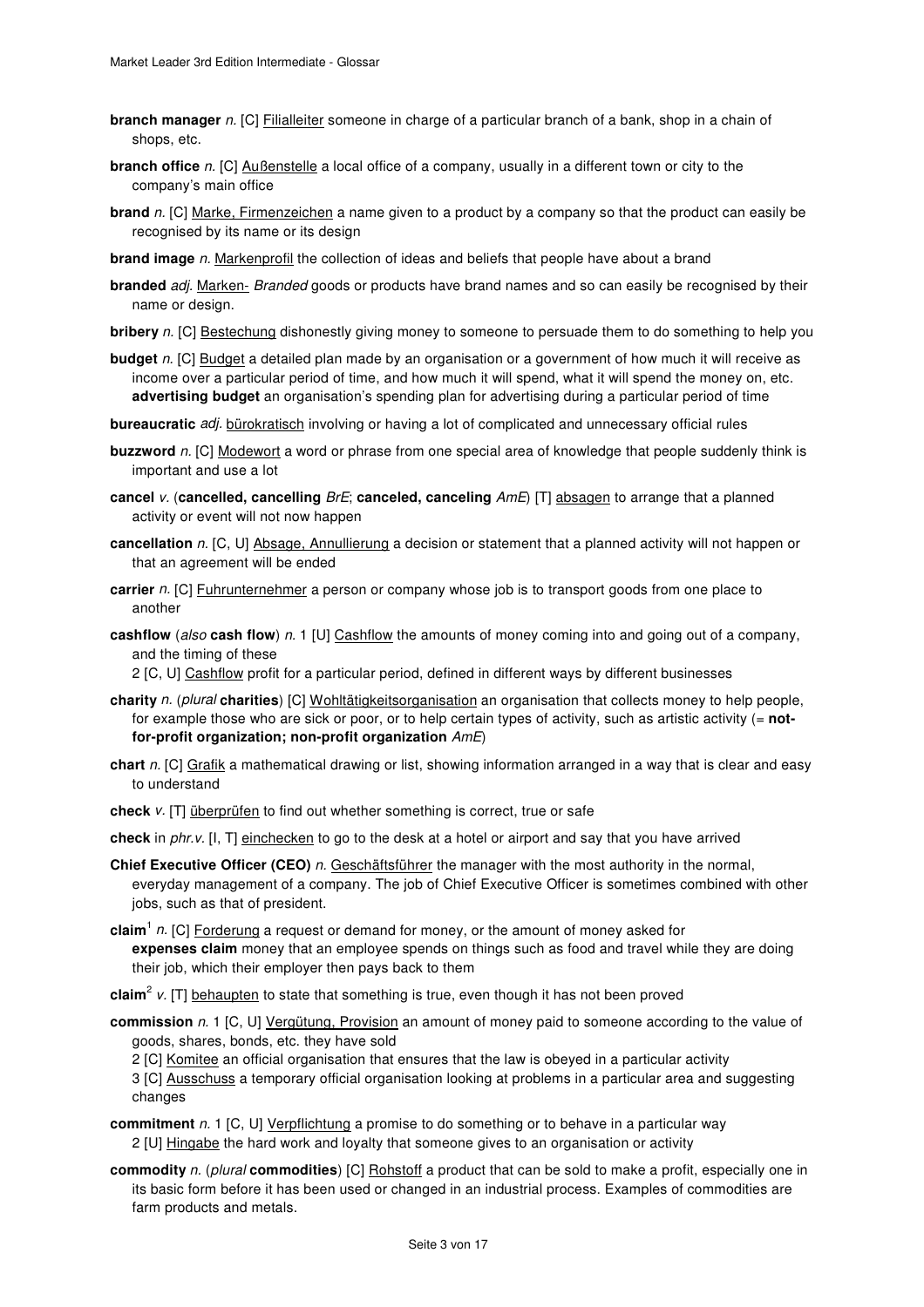**branch manager** *n.* [C] Filialleiter someone in charge of a particular branch of a bank, shop in a chain of shops, etc.

**branch office** *n.* [C] Außenstelle a local office of a company, usually in a different town or city to the company's main office

**brand** *n.* [C] Marke, Firmenzeichen a name given to a product by a company so that the product can easily be recognised by its name or its design

**brand image** *n.* Markenprofil the collection of ideas and beliefs that people have about a brand

**branded** *adj.* Marken- *Branded* goods or products have brand names and so can easily be recognised by their name or design.

**bribery** *n.* [C] Bestechung dishonestly giving money to someone to persuade them to do something to help you

**budget** *n.* [C] Budget a detailed plan made by an organisation or a government of how much it will receive as income over a particular period of time, and how much it will spend, what it will spend the money on, etc.
**advertising budget** an organisation's spending plan for advertising during a particular period of time

**bureaucratic** *adj.* bürokratisch involving or having a lot of complicated and unnecessary official rules

**buzzword** *n.* [C] Modewort a word or phrase from one special area of knowledge that people suddenly think is important and use a lot

**cancel** *v.* (**cancelled, cancelling** *BrE*; **canceled, canceling** *AmE*) [T] absagen to arrange that a planned activity or event will not now happen

**cancellation** *n.* [C, U] Absage, Annullierung a decision or statement that a planned activity will not happen or that an agreement will be ended

**carrier** *n.* [C] Fuhrunternehmer a person or company whose job is to transport goods from one place to another

**cashflow** (*also* **cash flow**) *n.* 1 [U] Cashflow the amounts of money coming into and going out of a company, and the timing of these
2 [C, U] Cashflow profit for a particular period, defined in different ways by different businesses

**charity** *n.* (*plural* **charities**) [C] Wohltätigkeitsorganisation an organisation that collects money to help people, for example those who are sick or poor, or to help certain types of activity, such as artistic activity (= **not-for-profit organization; non-profit organization** *AmE*)

**chart** *n.* [C] Grafik a mathematical drawing or list, showing information arranged in a way that is clear and easy to understand

**check** *v.* [T] überprüfen to find out whether something is correct, true or safe

**check** in *phr.v.* [I, T] einchecken to go to the desk at a hotel or airport and say that you have arrived

**Chief Executive Officer (CEO)** *n.* Geschäftsführer the manager with the most authority in the normal, everyday management of a company. The job of Chief Executive Officer is sometimes combined with other jobs, such as that of president.

**claim**[1] *n.* [C] Forderung a request or demand for money, or the amount of money asked for
**expenses claim** money that an employee spends on things such as food and travel while they are doing their job, which their employer then pays back to them

**claim**[2] *v.* [T] behaupten to state that something is true, even though it has not been proved

**commission** *n.* 1 [C, U] Vergütung, Provision an amount of money paid to someone according to the value of goods, shares, bonds, etc. they have sold
2 [C] Komitee an official organisation that ensures that the law is obeyed in a particular activity
3 [C] Ausschuss a temporary official organisation looking at problems in a particular area and suggesting changes

**commitment** *n.* 1 [C, U] Verpflichtung a promise to do something or to behave in a particular way
2 [U] Hingabe the hard work and loyalty that someone gives to an organisation or activity

**commodity** *n.* (*plural* **commodities**) [C] Rohstoff a product that can be sold to make a profit, especially one in its basic form before it has been used or changed in an industrial process. Examples of commodities are farm products and metals.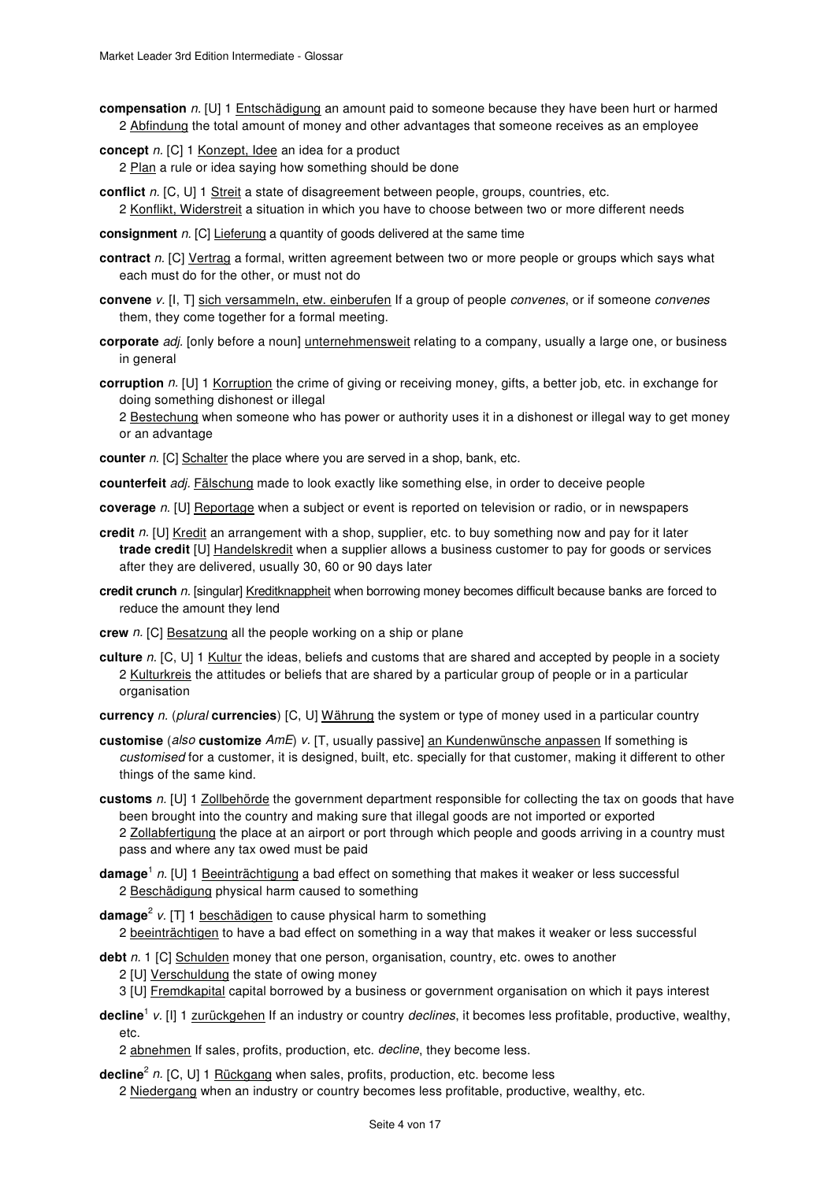**compensation** *n.* [U] 1 Entschädigung an amount paid to someone because they have been hurt or harmed
2 Abfindung the total amount of money and other advantages that someone receives as an employee

**concept** *n.* [C] 1 Konzept, Idee an idea for a product
2 Plan a rule or idea saying how something should be done

**conflict** *n.* [C, U] 1 Streit a state of disagreement between people, groups, countries, etc.
2 Konflikt, Widerstreit a situation in which you have to choose between two or more different needs

**consignment** *n.* [C] Lieferung a quantity of goods delivered at the same time

**contract** *n.* [C] Vertrag a formal, written agreement between two or more people or groups which says what each must do for the other, or must not do

**convene** *v.* [I, T] sich versammeln, etw. einberufen If a group of people *convenes*, or if someone *convenes* them, they come together for a formal meeting.

**corporate** *adj.* [only before a noun] unternehmensweit relating to a company, usually a large one, or business in general

**corruption** *n.* [U] 1 Korruption the crime of giving or receiving money, gifts, a better job, etc. in exchange for doing something dishonest or illegal
2 Bestechung when someone who has power or authority uses it in a dishonest or illegal way to get money or an advantage

**counter** *n.* [C] Schalter the place where you are served in a shop, bank, etc.

**counterfeit** *adj.* Fälschung made to look exactly like something else, in order to deceive people

**coverage** *n.* [U] Reportage when a subject or event is reported on television or radio, or in newspapers

**credit** *n.* [U] Kredit an arrangement with a shop, supplier, etc. to buy something now and pay for it later
**trade credit** [U] Handelskredit when a supplier allows a business customer to pay for goods or services after they are delivered, usually 30, 60 or 90 days later

**credit crunch** *n.* [singular] Kreditknappheit when borrowing money becomes difficult because banks are forced to reduce the amount they lend

**crew** *n.* [C] Besatzung all the people working on a ship or plane

**culture** *n.* [C, U] 1 Kultur the ideas, beliefs and customs that are shared and accepted by people in a society
2 Kulturkreis the attitudes or beliefs that are shared by a particular group of people or in a particular organisation

**currency** *n.* (*plural* **currencies**) [C, U] Währung the system or type of money used in a particular country

**customise** (*also* **customize** *AmE*) *v.* [T, usually passive] an Kundenwünsche anpassen If something is *customised* for a customer, it is designed, built, etc. specially for that customer, making it different to other things of the same kind.

**customs** *n.* [U] 1 Zollbehörde the government department responsible for collecting the tax on goods that have been brought into the country and making sure that illegal goods are not imported or exported
2 Zollabfertigung the place at an airport or port through which people and goods arriving in a country must pass and where any tax owed must be paid

**damage**[1] *n.* [U] 1 Beeinträchtigung a bad effect on something that makes it weaker or less successful
2 Beschädigung physical harm caused to something

**damage**[2] *v.* [T] 1 beschädigen to cause physical harm to something
2 beeinträchtigen to have a bad effect on something in a way that makes it weaker or less successful

**debt** *n.* 1 [C] Schulden money that one person, organisation, country, etc. owes to another
2 [U] Verschuldung the state of owing money
3 [U] Fremdkapital capital borrowed by a business or government organisation on which it pays interest

**decline**[1] *v.* [I] 1 zurückgehen If an industry or country *declines*, it becomes less profitable, productive, wealthy, etc.
2 abnehmen If sales, profits, production, etc. *decline*, they become less.

**decline**[2] *n.* [C, U] 1 Rückgang when sales, profits, production, etc. become less
2 Niedergang when an industry or country becomes less profitable, productive, wealthy, etc.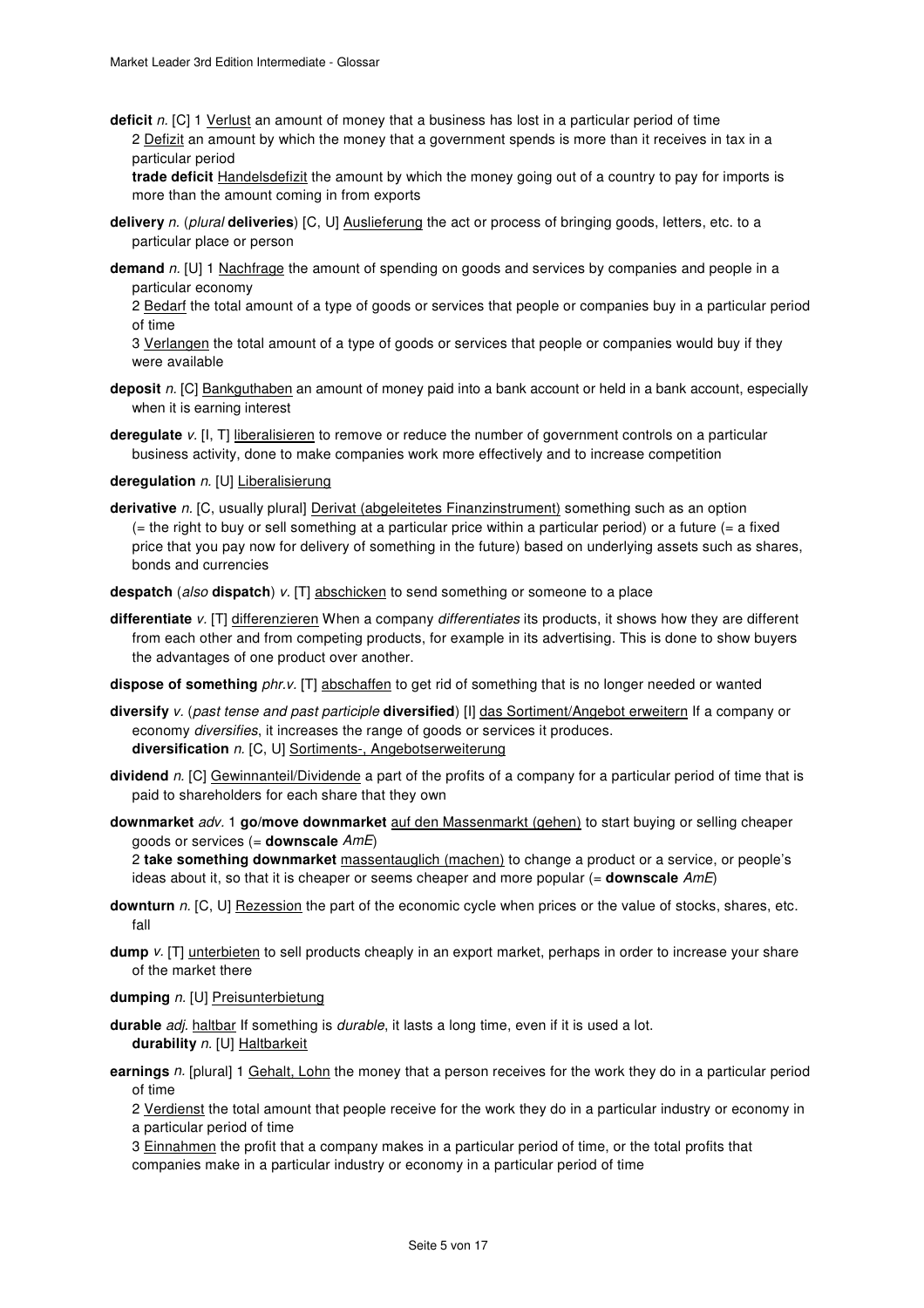**deficit** *n.* [C] 1 <u>Verlust</u> an amount of money that a business has lost in a particular period of time
2 <u>Defizit</u> an amount by which the money that a government spends is more than it receives in tax in a particular period
**trade deficit** <u>Handelsdefizit</u> the amount by which the money going out of a country to pay for imports is more than the amount coming in from exports

**delivery** *n.* (*plural* **deliveries**) [C, U] <u>Auslieferung</u> the act or process of bringing goods, letters, etc. to a particular place or person

**demand** *n.* [U] 1 <u>Nachfrage</u> the amount of spending on goods and services by companies and people in a particular economy
2 <u>Bedarf</u> the total amount of a type of goods or services that people or companies buy in a particular period of time
3 <u>Verlangen</u> the total amount of a type of goods or services that people or companies would buy if they were available

**deposit** *n.* [C] <u>Bankguthaben</u> an amount of money paid into a bank account or held in a bank account, especially when it is earning interest

**deregulate** *v.* [I, T] <u>liberalisieren</u> to remove or reduce the number of government controls on a particular business activity, done to make companies work more effectively and to increase competition

**deregulation** *n.* [U] <u>Liberalisierung</u>

**derivative** *n.* [C, usually plural] <u>Derivat (abgeleitetes Finanzinstrument)</u> something such as an option (= the right to buy or sell something at a particular price within a particular period) or a future (= a fixed price that you pay now for delivery of something in the future) based on underlying assets such as shares, bonds and currencies

**despatch** (*also* **dispatch**) *v.* [T] <u>abschicken</u> to send something or someone to a place

**differentiate** *v.* [T] <u>differenzieren</u> When a company *differentiates* its products, it shows how they are different from each other and from competing products, for example in its advertising. This is done to show buyers the advantages of one product over another.

**dispose of something** *phr.v.* [T] <u>abschaffen</u> to get rid of something that is no longer needed or wanted

**diversify** *v.* (*past tense and past participle* **diversified**) [I] <u>das Sortiment/Angebot erweitern</u> If a company or economy *diversifies*, it increases the range of goods or services it produces.
**diversification** *n.* [C, U] <u>Sortiments-, Angebotserweiterung</u>

**dividend** *n.* [C] <u>Gewinnanteil/Dividende</u> a part of the profits of a company for a particular period of time that is paid to shareholders for each share that they own

**downmarket** *adv.* 1 **go/move downmarket** <u>auf den Massenmarkt (gehen)</u> to start buying or selling cheaper goods or services (= **downscale** *AmE*)
2 **take something downmarket** <u>massentauglich (machen)</u> to change a product or a service, or people's ideas about it, so that it is cheaper or seems cheaper and more popular (= **downscale** *AmE*)

**downturn** *n.* [C, U] <u>Rezession</u> the part of the economic cycle when prices or the value of stocks, shares, etc. fall

**dump** *v.* [T] <u>unterbieten</u> to sell products cheaply in an export market, perhaps in order to increase your share of the market there

**dumping** *n.* [U] <u>Preisunterbietung</u>

**durable** *adj.* <u>haltbar</u> If something is *durable*, it lasts a long time, even if it is used a lot.
**durability** *n.* [U] <u>Haltbarkeit</u>

**earnings** *n.* [plural] 1 <u>Gehalt, Lohn</u> the money that a person receives for the work they do in a particular period of time
2 <u>Verdienst</u> the total amount that people receive for the work they do in a particular industry or economy in a particular period of time
3 <u>Einnahmen</u> the profit that a company makes in a particular period of time, or the total profits that companies make in a particular industry or economy in a particular period of time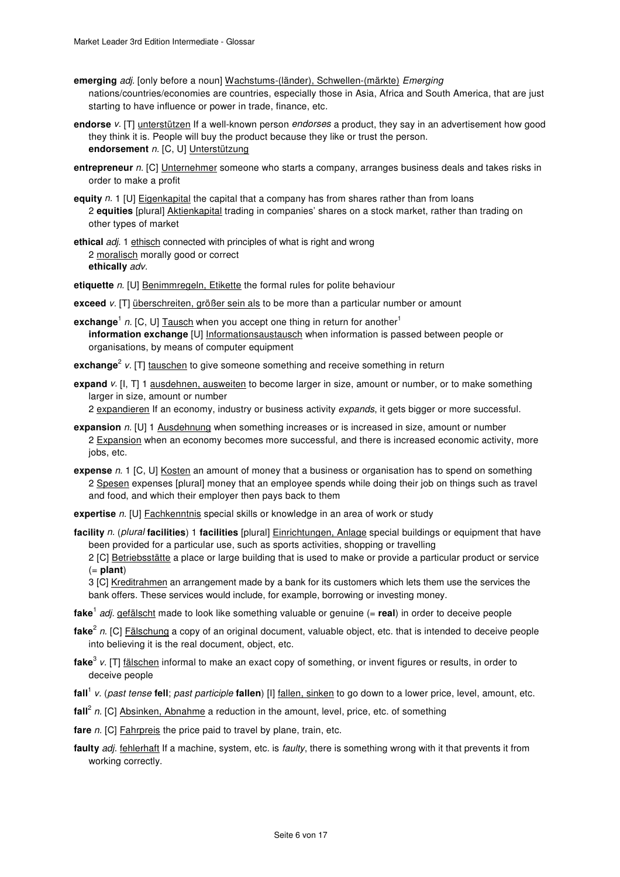**emerging** *adj.* [only before a noun] Wachstums-(länder), Schwellen-(märkte) *Emerging* nations/countries/economies are countries, especially those in Asia, Africa and South America, that are just starting to have influence or power in trade, finance, etc.

**endorse** *v.* [T] unterstützen If a well-known person *endorses* a product, they say in an advertisement how good they think it is. People will buy the product because they like or trust the person.
**endorsement** *n.* [C, U] Unterstützung

**entrepreneur** *n.* [C] Unternehmer someone who starts a company, arranges business deals and takes risks in order to make a profit

**equity** *n.* 1 [U] Eigenkapital the capital that a company has from shares rather than from loans
2 **equities** [plural] Aktienkapital trading in companies' shares on a stock market, rather than trading on other types of market

**ethical** *adj.* 1 ethisch connected with principles of what is right and wrong
2 moralisch morally good or correct
**ethically** *adv.*

**etiquette** *n.* [U] Benimmregeln, Etikette the formal rules for polite behaviour

**exceed** *v.* [T] überschreiten, größer sein als to be more than a particular number or amount

**exchange**[1] *n.* [C, U] Tausch when you accept one thing in return for another[1]
**information exchange** [U] Informationsaustausch when information is passed between people or organisations, by means of computer equipment

**exchange**[2] *v.* [T] tauschen to give someone something and receive something in return

**expand** *v.* [I, T] 1 ausdehnen, ausweiten to become larger in size, amount or number, or to make something larger in size, amount or number
2 expandieren If an economy, industry or business activity *expands*, it gets bigger or more successful.

**expansion** *n.* [U] 1 Ausdehnung when something increases or is increased in size, amount or number
2 Expansion when an economy becomes more successful, and there is increased economic activity, more jobs, etc.

**expense** *n.* 1 [C, U] Kosten an amount of money that a business or organisation has to spend on something
2 Spesen expenses [plural] money that an employee spends while doing their job on things such as travel and food, and which their employer then pays back to them

**expertise** *n.* [U] Fachkenntnis special skills or knowledge in an area of work or study

**facility** *n.* (*plural* **facilities**) 1 **facilities** [plural] Einrichtungen, Anlage special buildings or equipment that have been provided for a particular use, such as sports activities, shopping or travelling
2 [C] Betriebsstätte a place or large building that is used to make or provide a particular product or service (= **plant**)
3 [C] Kreditrahmen an arrangement made by a bank for its customers which lets them use the services the bank offers. These services would include, for example, borrowing or investing money.

**fake**[1] *adj.* gefälscht made to look like something valuable or genuine (= **real**) in order to deceive people

**fake**[2] *n.* [C] Fälschung a copy of an original document, valuable object, etc. that is intended to deceive people into believing it is the real document, object, etc.

**fake**[3] *v.* [T] fälschen informal to make an exact copy of something, or invent figures or results, in order to deceive people

**fall**[1] *v.* (*past tense* **fell**; *past participle* **fallen**) [I] fallen, sinken to go down to a lower price, level, amount, etc.

**fall**[2] *n.* [C] Absinken, Abnahme a reduction in the amount, level, price, etc. of something

**fare** *n.* [C] Fahrpreis the price paid to travel by plane, train, etc.

**faulty** *adj.* fehlerhaft If a machine, system, etc. is *faulty*, there is something wrong with it that prevents it from working correctly.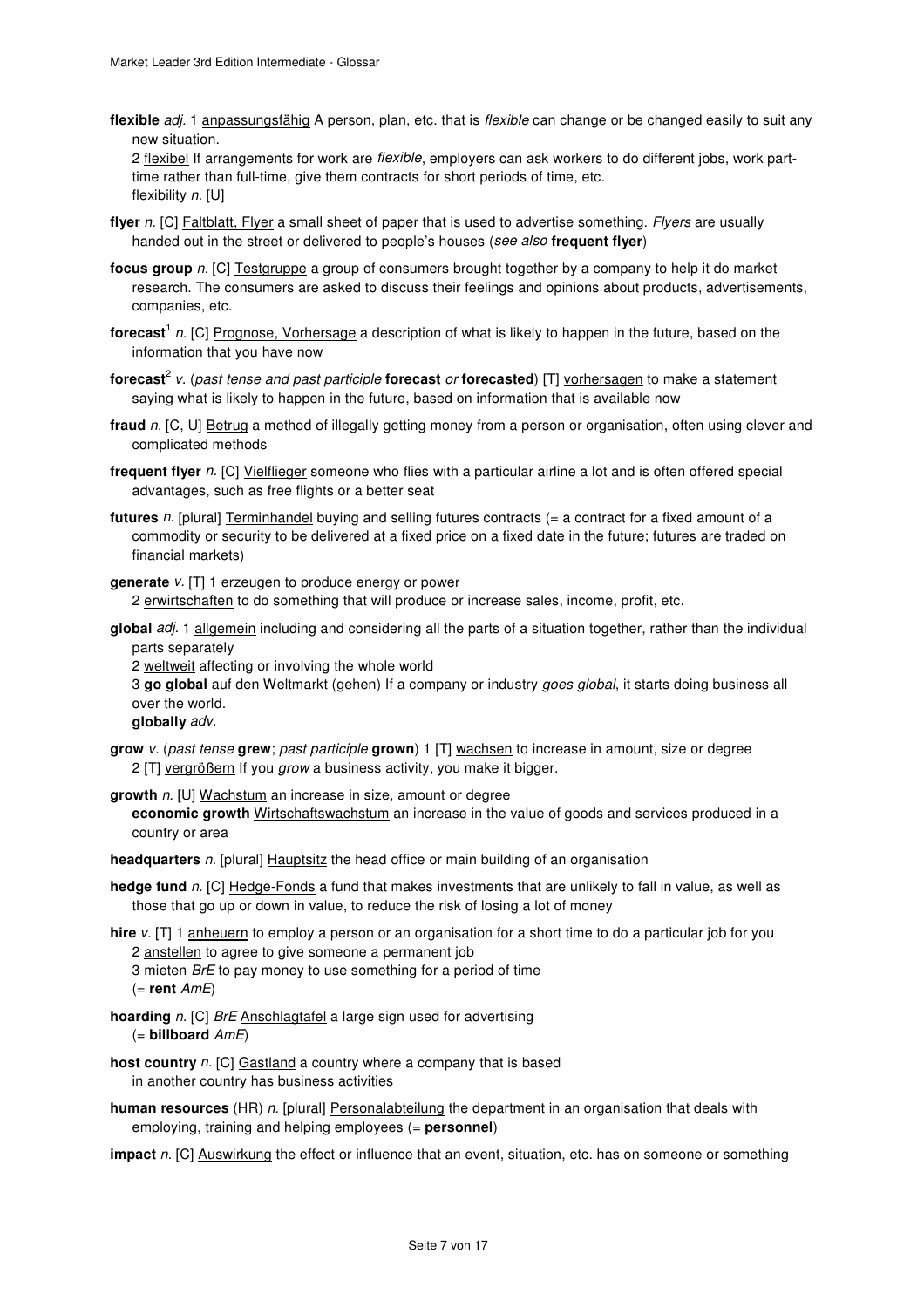**flexible** *adj.* 1 anpassungsfähig A person, plan, etc. that is *flexible* can change or be changed easily to suit any new situation.
2 flexibel If arrangements for work are *flexible*, employers can ask workers to do different jobs, work part-time rather than full-time, give them contracts for short periods of time, etc.
flexibility *n.* [U]

**flyer** *n.* [C] Faltblatt, Flyer a small sheet of paper that is used to advertise something. *Flyers* are usually handed out in the street or delivered to people's houses (*see also* **frequent flyer**)

**focus group** *n.* [C] Testgruppe a group of consumers brought together by a company to help it do market research. The consumers are asked to discuss their feelings and opinions about products, advertisements, companies, etc.

**forecast**[1] *n.* [C] Prognose, Vorhersage a description of what is likely to happen in the future, based on the information that you have now

**forecast**[2] *v.* (*past tense and past participle* **forecast** *or* **forecasted**) [T] vorhersagen to make a statement saying what is likely to happen in the future, based on information that is available now

**fraud** *n.* [C, U] Betrug a method of illegally getting money from a person or organisation, often using clever and complicated methods

**frequent flyer** *n.* [C] Vielflieger someone who flies with a particular airline a lot and is often offered special advantages, such as free flights or a better seat

**futures** *n.* [plural] Terminhandel buying and selling futures contracts (= a contract for a fixed amount of a commodity or security to be delivered at a fixed price on a fixed date in the future; futures are traded on financial markets)

**generate** *v.* [T] 1 erzeugen to produce energy or power
2 erwirtschaften to do something that will produce or increase sales, income, profit, etc.

**global** *adj.* 1 allgemein including and considering all the parts of a situation together, rather than the individual parts separately
2 weltweit affecting or involving the whole world
3 **go global** auf den Weltmarkt (gehen) If a company or industry *goes global*, it starts doing business all over the world.
**globally** *adv.*

**grow** *v.* (*past tense* **grew**; *past participle* **grown**) 1 [T] wachsen to increase in amount, size or degree
2 [T] vergrößern If you *grow* a business activity, you make it bigger.

**growth** *n.* [U] Wachstum an increase in size, amount or degree
**economic growth** Wirtschaftswachstum an increase in the value of goods and services produced in a country or area

**headquarters** *n.* [plural] Hauptsitz the head office or main building of an organisation

**hedge fund** *n.* [C] Hedge-Fonds a fund that makes investments that are unlikely to fall in value, as well as those that go up or down in value, to reduce the risk of losing a lot of money

**hire** *v.* [T] 1 anheuern to employ a person or an organisation for a short time to do a particular job for you
2 anstellen to agree to give someone a permanent job
3 mieten *BrE* to pay money to use something for a period of time
(= **rent** *AmE*)

**hoarding** *n.* [C] *BrE* Anschlagtafel a large sign used for advertising
(= **billboard** *AmE*)

**host country** *n.* [C] Gastland a country where a company that is based in another country has business activities

**human resources** (HR) *n.* [plural] Personalabteilung the department in an organisation that deals with employing, training and helping employees (= **personnel**)

**impact** *n.* [C] Auswirkung the effect or influence that an event, situation, etc. has on someone or something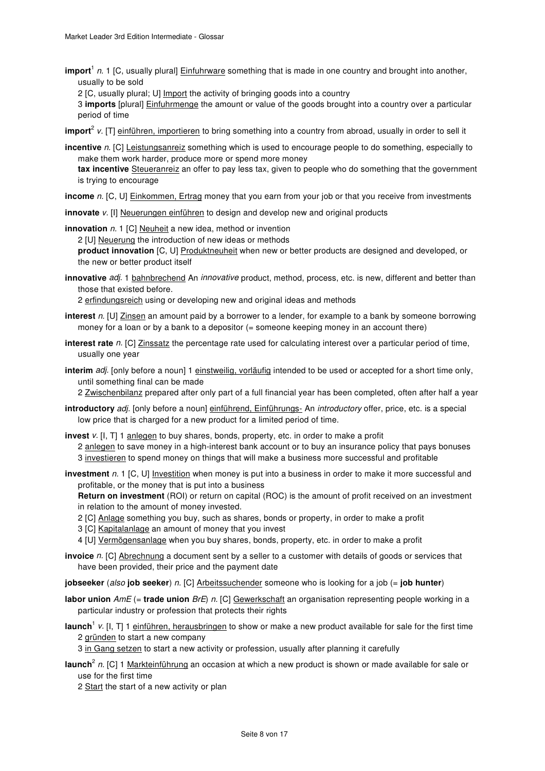**import**[1] *n.* 1 [C, usually plural] Einfuhrware something that is made in one country and brought into another, usually to be sold

2 [C, usually plural; U] Import the activity of bringing goods into a country

3 **imports** [plural] Einfuhrmenge the amount or value of the goods brought into a country over a particular period of time

**import**[2] *v.* [T] einführen, importieren to bring something into a country from abroad, usually in order to sell it

**incentive** *n.* [C] Leistungsanreiz something which is used to encourage people to do something, especially to make them work harder, produce more or spend more money

**tax incentive** Steueranreiz an offer to pay less tax, given to people who do something that the government is trying to encourage

**income** *n.* [C, U] Einkommen, Ertrag money that you earn from your job or that you receive from investments

**innovate** *v.* [I] Neuerungen einführen to design and develop new and original products

**innovation** *n.* 1 [C] Neuheit a new idea, method or invention

2 [U] Neuerung the introduction of new ideas or methods

**product innovation** [C, U] Produktneuheit when new or better products are designed and developed, or the new or better product itself

**innovative** *adj.* 1 bahnbrechend An *innovative* product, method, process, etc. is new, different and better than those that existed before.

2 erfindungsreich using or developing new and original ideas and methods

**interest** *n.* [U] Zinsen an amount paid by a borrower to a lender, for example to a bank by someone borrowing money for a loan or by a bank to a depositor (= someone keeping money in an account there)

**interest rate** *n.* [C] Zinssatz the percentage rate used for calculating interest over a particular period of time, usually one year

**interim** *adj.* [only before a noun] 1 einstweilig, vorläufig intended to be used or accepted for a short time only, until something final can be made

2 Zwischenbilanz prepared after only part of a full financial year has been completed, often after half a year

**introductory** *adj.* [only before a noun] einführend, Einführungs- An *introductory* offer, price, etc. is a special low price that is charged for a new product for a limited period of time.

**invest** *v.* [I, T] 1 anlegen to buy shares, bonds, property, etc. in order to make a profit

2 anlegen to save money in a high-interest bank account or to buy an insurance policy that pays bonuses

3 investieren to spend money on things that will make a business more successful and profitable

**investment** *n.* 1 [C, U] Investition when money is put into a business in order to make it more successful and profitable, or the money that is put into a business

**Return on investment** (ROI) or return on capital (ROC) is the amount of profit received on an investment in relation to the amount of money invested.

2 [C] Anlage something you buy, such as shares, bonds or property, in order to make a profit

3 [C] Kapitalanlage an amount of money that you invest

4 [U] Vermögensanlage when you buy shares, bonds, property, etc. in order to make a profit

**invoice** *n.* [C] Abrechnung a document sent by a seller to a customer with details of goods or services that have been provided, their price and the payment date

**jobseeker** (*also* **job seeker**) *n.* [C] Arbeitssuchender someone who is looking for a job (= **job hunter**)

**labor union** *AmE* (= **trade union** *BrE*) *n.* [C] Gewerkschaft an organisation representing people working in a particular industry or profession that protects their rights

**launch**[1] *v.* [I, T] 1 einführen, herausbringen to show or make a new product available for sale for the first time

2 gründen to start a new company

3 in Gang setzen to start a new activity or profession, usually after planning it carefully

**launch**[2] *n.* [C] 1 Markteinführung an occasion at which a new product is shown or made available for sale or use for the first time

2 Start the start of a new activity or plan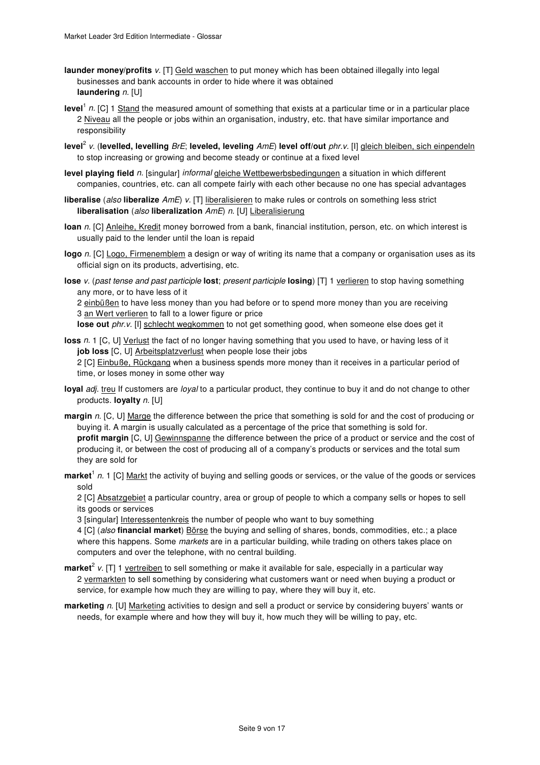**launder money/profits** *v.* [T] Geld waschen to put money which has been obtained illegally into legal businesses and bank accounts in order to hide where it was obtained
**laundering** *n.* [U]

**level**[1] *n.* [C] 1 Stand the measured amount of something that exists at a particular time or in a particular place
2 Niveau all the people or jobs within an organisation, industry, etc. that have similar importance and responsibility

**level**[2] *v.* (**levelled, levelling** *BrE*; **leveled, leveling** *AmE*) **level off/out** *phr.v.* [I] gleich bleiben, sich einpendeln to stop increasing or growing and become steady or continue at a fixed level

**level playing field** *n.* [singular] *informal* gleiche Wettbewerbsbedingungen a situation in which different companies, countries, etc. can all compete fairly with each other because no one has special advantages

**liberalise** (*also* **liberalize** *AmE*) *v.* [T] liberalisieren to make rules or controls on something less strict
**liberalisation** (*also* **liberalization** *AmE*) *n.* [U] Liberalisierung

**loan** *n.* [C] Anleihe, Kredit money borrowed from a bank, financial institution, person, etc. on which interest is usually paid to the lender until the loan is repaid

**logo** *n.* [C] Logo, Firmenemblem a design or way of writing its name that a company or organisation uses as its official sign on its products, advertising, etc.

**lose** *v.* (*past tense and past participle* **lost**; *present participle* **losing**) [T] 1 verlieren to stop having something any more, or to have less of it
2 einbüßen to have less money than you had before or to spend more money than you are receiving
3 an Wert verlieren to fall to a lower figure or price
**lose out** *phr.v.* [I] schlecht wegkommen to not get something good, when someone else does get it

**loss** *n.* 1 [C, U] Verlust the fact of no longer having something that you used to have, or having less of it
**job loss** [C, U] Arbeitsplatzverlust when people lose their jobs
2 [C] Einbuße, Rückgang when a business spends more money than it receives in a particular period of time, or loses money in some other way

**loyal** *adj.* treu If customers are *loyal* to a particular product, they continue to buy it and do not change to other products. **loyalty** *n.* [U]

**margin** *n.* [C, U] Marge the difference between the price that something is sold for and the cost of producing or buying it. A margin is usually calculated as a percentage of the price that something is sold for.
**profit margin** [C, U] Gewinnspanne the difference between the price of a product or service and the cost of producing it, or between the cost of producing all of a company's products or services and the total sum they are sold for

**market**[1] *n.* 1 [C] Markt the activity of buying and selling goods or services, or the value of the goods or services sold
2 [C] Absatzgebiet a particular country, area or group of people to which a company sells or hopes to sell its goods or services
3 [singular] Interessentenkreis the number of people who want to buy something
4 [C] (*also* **financial market**) Börse the buying and selling of shares, bonds, commodities, etc.; a place where this happens. Some *markets* are in a particular building, while trading on others takes place on computers and over the telephone, with no central building.

**market**[2] *v.* [T] 1 vertreiben to sell something or make it available for sale, especially in a particular way
2 vermarkten to sell something by considering what customers want or need when buying a product or service, for example how much they are willing to pay, where they will buy it, etc.

**marketing** *n.* [U] Marketing activities to design and sell a product or service by considering buyers' wants or needs, for example where and how they will buy it, how much they will be willing to pay, etc.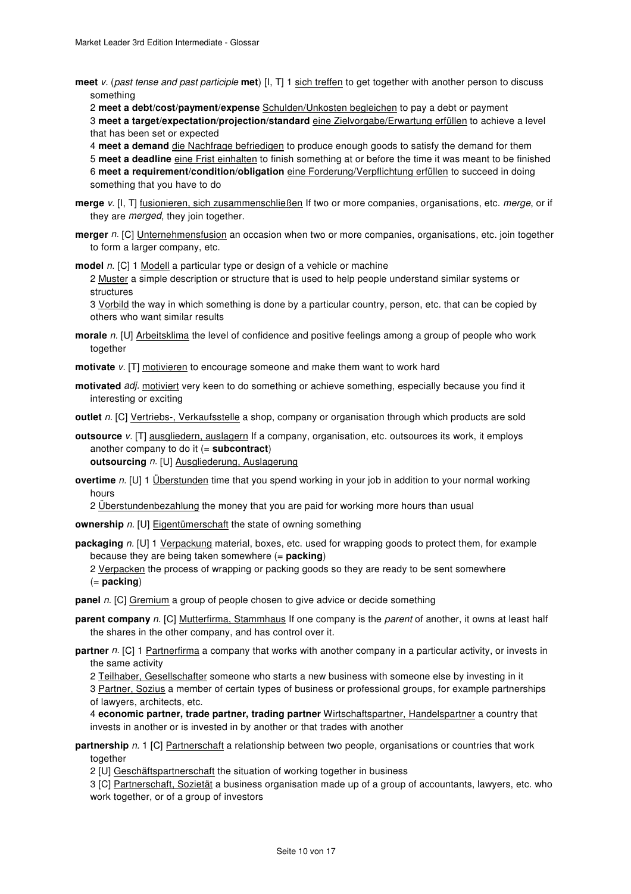**meet** *v.* (*past tense and past participle* **met**) [I, T] 1 sich treffen to get together with another person to discuss something

2 **meet a debt/cost/payment/expense** Schulden/Unkosten begleichen to pay a debt or payment

3 **meet a target/expectation/projection/standard** eine Zielvorgabe/Erwartung erfüllen to achieve a level that has been set or expected

4 **meet a demand** die Nachfrage befriedigen to produce enough goods to satisfy the demand for them

5 **meet a deadline** eine Frist einhalten to finish something at or before the time it was meant to be finished

6 **meet a requirement/condition/obligation** eine Forderung/Verpflichtung erfüllen to succeed in doing something that you have to do

**merge** *v.* [I, T] fusionieren, sich zusammenschließen If two or more companies, organisations, etc. *merge*, or if they are *merged*, they join together.

**merger** *n.* [C] Unternehmensfusion an occasion when two or more companies, organisations, etc. join together to form a larger company, etc.

**model** *n.* [C] 1 Modell a particular type or design of a vehicle or machine

2 Muster a simple description or structure that is used to help people understand similar systems or structures

3 Vorbild the way in which something is done by a particular country, person, etc. that can be copied by others who want similar results

**morale** *n.* [U] Arbeitsklima the level of confidence and positive feelings among a group of people who work together

**motivate** *v.* [T] motivieren to encourage someone and make them want to work hard

**motivated** *adj.* motiviert very keen to do something or achieve something, especially because you find it interesting or exciting

**outlet** *n.* [C] Vertriebs-, Verkaufsstelle a shop, company or organisation through which products are sold

**outsource** *v.* [T] ausgliedern, auslagern If a company, organisation, etc. outsources its work, it employs another company to do it (= **subcontract**)

**outsourcing** *n.* [U] Ausgliederung, Auslagerung

**overtime** *n.* [U] 1 Überstunden time that you spend working in your job in addition to your normal working hours

2 Überstundenbezahlung the money that you are paid for working more hours than usual

**ownership** *n.* [U] Eigentümerschaft the state of owning something

**packaging** *n.* [U] 1 Verpackung material, boxes, etc. used for wrapping goods to protect them, for example because they are being taken somewhere (= **packing**)

2 Verpacken the process of wrapping or packing goods so they are ready to be sent somewhere (= **packing**)

**panel** *n.* [C] Gremium a group of people chosen to give advice or decide something

**parent company** *n.* [C] Mutterfirma, Stammhaus If one company is the *parent* of another, it owns at least half the shares in the other company, and has control over it.

**partner** *n.* [C] 1 Partnerfirma a company that works with another company in a particular activity, or invests in the same activity

2 Teilhaber, Gesellschafter someone who starts a new business with someone else by investing in it

3 Partner, Sozius a member of certain types of business or professional groups, for example partnerships of lawyers, architects, etc.

4 **economic partner, trade partner, trading partner** Wirtschaftspartner, Handelspartner a country that invests in another or is invested in by another or that trades with another

**partnership** *n.* 1 [C] Partnerschaft a relationship between two people, organisations or countries that work together

2 [U] Geschäftspartnerschaft the situation of working together in business

3 [C] Partnerschaft, Sozietät a business organisation made up of a group of accountants, lawyers, etc. who work together, or of a group of investors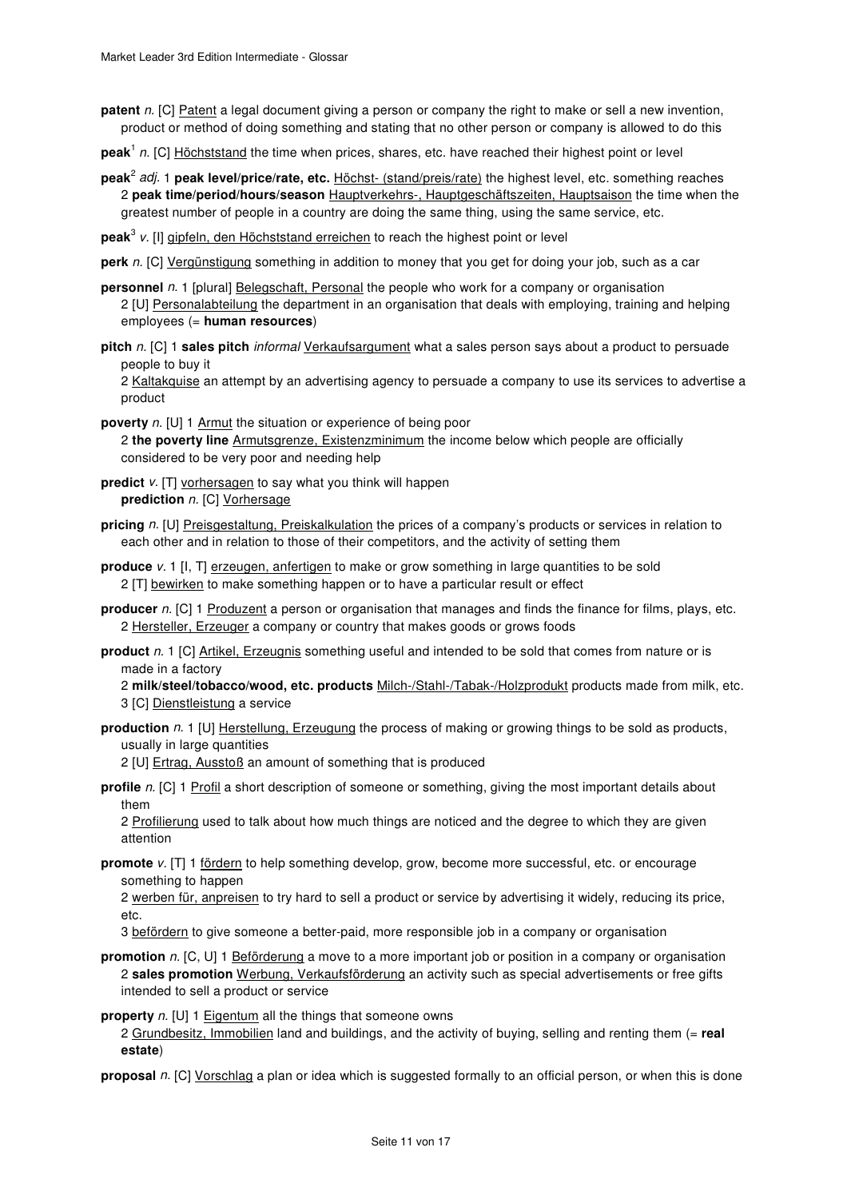**patent** *n.* [C] Patent a legal document giving a person or company the right to make or sell a new invention, product or method of doing something and stating that no other person or company is allowed to do this

**peak**[1] *n.* [C] Höchststand the time when prices, shares, etc. have reached their highest point or level

**peak**[2] *adj.* 1 **peak level/price/rate, etc.** Höchst- (stand/preis/rate) the highest level, etc. something reaches
2 **peak time/period/hours/season** Hauptverkehrs-, Hauptgeschäftszeiten, Hauptsaison the time when the greatest number of people in a country are doing the same thing, using the same service, etc.

**peak**[3] *v.* [I] gipfeln, den Höchststand erreichen to reach the highest point or level

**perk** *n.* [C] Vergünstigung something in addition to money that you get for doing your job, such as a car

**personnel** *n.* 1 [plural] Belegschaft, Personal the people who work for a company or organisation
2 [U] Personalabteilung the department in an organisation that deals with employing, training and helping employees (= **human resources**)

**pitch** *n.* [C] 1 **sales pitch** *informal* Verkaufsargument what a sales person says about a product to persuade people to buy it
2 Kaltakquise an attempt by an advertising agency to persuade a company to use its services to advertise a product

**poverty** *n.* [U] 1 Armut the situation or experience of being poor
2 **the poverty line** Armutsgrenze, Existenzminimum the income below which people are officially considered to be very poor and needing help

**predict** *v.* [T] vorhersagen to say what you think will happen
**prediction** *n.* [C] Vorhersage

**pricing** *n.* [U] Preisgestaltung, Preiskalkulation the prices of a company's products or services in relation to each other and in relation to those of their competitors, and the activity of setting them

**produce** *v.* 1 [I, T] erzeugen, anfertigen to make or grow something in large quantities to be sold
2 [T] bewirken to make something happen or to have a particular result or effect

**producer** *n.* [C] 1 Produzent a person or organisation that manages and finds the finance for films, plays, etc.
2 Hersteller, Erzeuger a company or country that makes goods or grows foods

**product** *n.* 1 [C] Artikel, Erzeugnis something useful and intended to be sold that comes from nature or is made in a factory
2 **milk/steel/tobacco/wood, etc. products** Milch-/Stahl-/Tabak-/Holzprodukt products made from milk, etc.
3 [C] Dienstleistung a service

**production** *n.* 1 [U] Herstellung, Erzeugung the process of making or growing things to be sold as products, usually in large quantities
2 [U] Ertrag, Ausstoß an amount of something that is produced

**profile** *n.* [C] 1 Profil a short description of someone or something, giving the most important details about them
2 Profilierung used to talk about how much things are noticed and the degree to which they are given attention

**promote** *v.* [T] 1 fördern to help something develop, grow, become more successful, etc. or encourage something to happen
2 werben für, anpreisen to try hard to sell a product or service by advertising it widely, reducing its price, etc.
3 befördern to give someone a better-paid, more responsible job in a company or organisation

**promotion** *n.* [C, U] 1 Beförderung a move to a more important job or position in a company or organisation
2 **sales promotion** Werbung, Verkaufsförderung an activity such as special advertisements or free gifts intended to sell a product or service

**property** *n.* [U] 1 Eigentum all the things that someone owns
2 Grundbesitz, Immobilien land and buildings, and the activity of buying, selling and renting them (= **real estate**)

**proposal** *n.* [C] Vorschlag a plan or idea which is suggested formally to an official person, or when this is done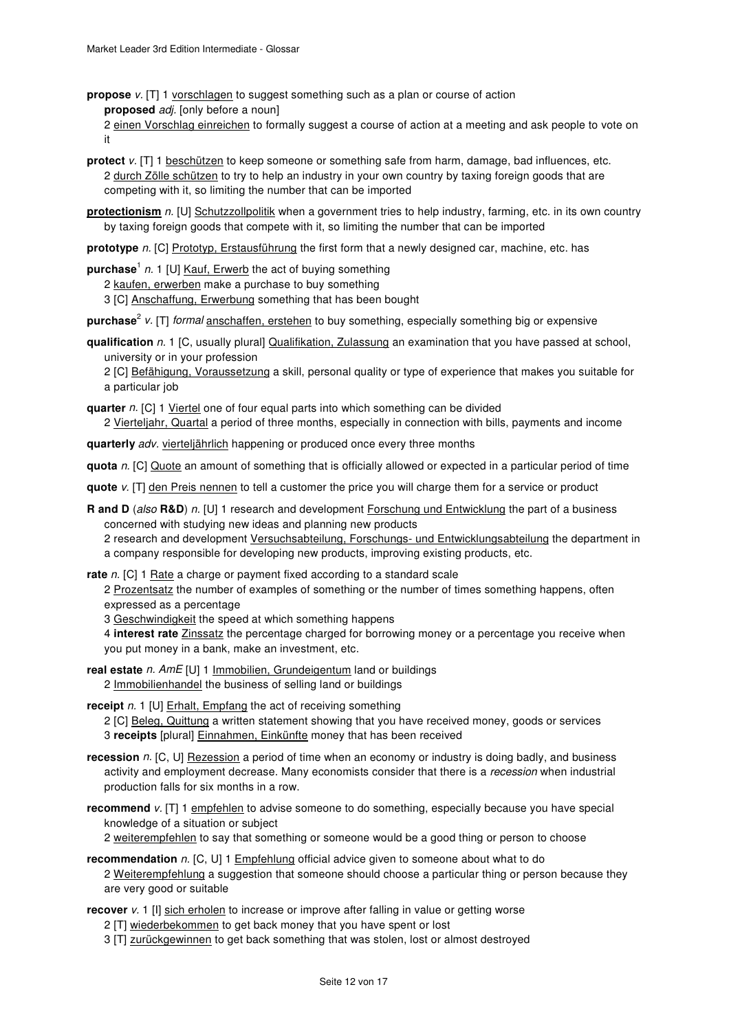**propose** *v.* [T] 1 vorschlagen to suggest something such as a plan or course of action
**proposed** *adj.* [only before a noun]
2 einen Vorschlag einreichen to formally suggest a course of action at a meeting and ask people to vote on it

**protect** *v.* [T] 1 beschützen to keep someone or something safe from harm, damage, bad influences, etc.
2 durch Zölle schützen to try to help an industry in your own country by taxing foreign goods that are competing with it, so limiting the number that can be imported

**protectionism** *n.* [U] Schutzzollpolitik when a government tries to help industry, farming, etc. in its own country by taxing foreign goods that compete with it, so limiting the number that can be imported

**prototype** *n.* [C] Prototyp, Erstausführung the first form that a newly designed car, machine, etc. has

**purchase**[1] *n.* 1 [U] Kauf, Erwerb the act of buying something
2 kaufen, erwerben make a purchase to buy something
3 [C] Anschaffung, Erwerbung something that has been bought

**purchase**[2] *v.* [T] *formal* anschaffen, erstehen to buy something, especially something big or expensive

**qualification** *n.* 1 [C, usually plural] Qualifikation, Zulassung an examination that you have passed at school, university or in your profession
2 [C] Befähigung, Voraussetzung a skill, personal quality or type of experience that makes you suitable for a particular job

**quarter** *n.* [C] 1 Viertel one of four equal parts into which something can be divided
2 Vierteljahr, Quartal a period of three months, especially in connection with bills, payments and income

**quarterly** *adv.* vierteljährlich happening or produced once every three months

**quota** *n.* [C] Quote an amount of something that is officially allowed or expected in a particular period of time

**quote** *v.* [T] den Preis nennen to tell a customer the price you will charge them for a service or product

**R and D** (*also* **R&D**) *n.* [U] 1 research and development Forschung und Entwicklung the part of a business concerned with studying new ideas and planning new products
2 research and development Versuchsabteilung, Forschungs- und Entwicklungsabteilung the department in a company responsible for developing new products, improving existing products, etc.

**rate** *n.* [C] 1 Rate a charge or payment fixed according to a standard scale
2 Prozentsatz the number of examples of something or the number of times something happens, often expressed as a percentage
3 Geschwindigkeit the speed at which something happens
4 **interest rate** Zinssatz the percentage charged for borrowing money or a percentage you receive when you put money in a bank, make an investment, etc.

**real estate** *n. AmE* [U] 1 Immobilien, Grundeigentum land or buildings
2 Immobilienhandel the business of selling land or buildings

**receipt** *n.* 1 [U] Erhalt, Empfang the act of receiving something
2 [C] Beleg, Quittung a written statement showing that you have received money, goods or services
3 **receipts** [plural] Einnahmen, Einkünfte money that has been received

**recession** *n.* [C, U] Rezession a period of time when an economy or industry is doing badly, and business activity and employment decrease. Many economists consider that there is a *recession* when industrial production falls for six months in a row.

**recommend** *v.* [T] 1 empfehlen to advise someone to do something, especially because you have special knowledge of a situation or subject
2 weiterempfehlen to say that something or someone would be a good thing or person to choose

**recommendation** *n.* [C, U] 1 Empfehlung official advice given to someone about what to do
2 Weiterempfehlung a suggestion that someone should choose a particular thing or person because they are very good or suitable

**recover** *v.* 1 [I] sich erholen to increase or improve after falling in value or getting worse
2 [T] wiederbekommen to get back money that you have spent or lost
3 [T] zurückgewinnen to get back something that was stolen, lost or almost destroyed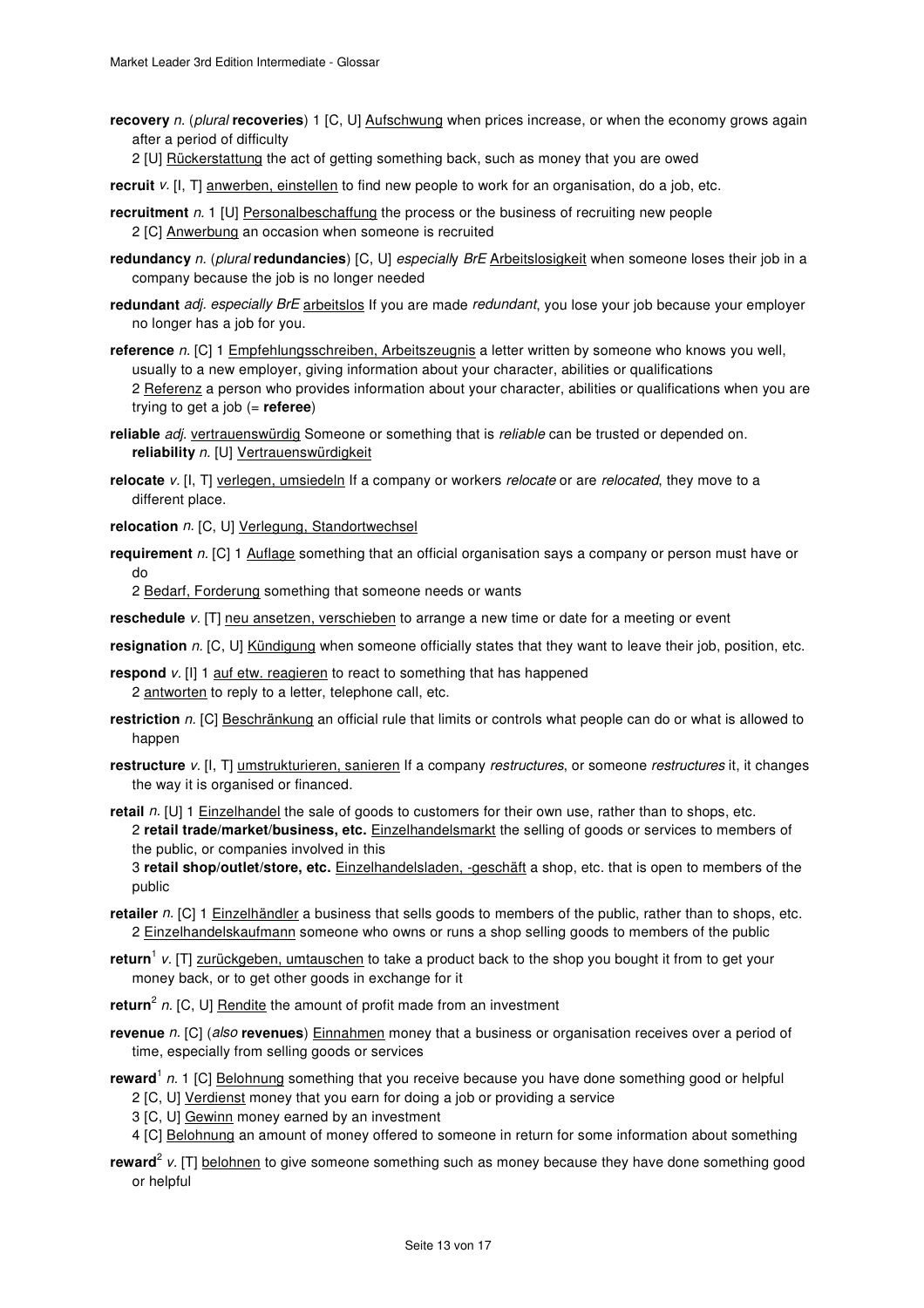**recovery** *n.* (*plural* **recoveries**) 1 [C, U] Aufschwung when prices increase, or when the economy grows again after a period of difficulty
2 [U] Rückerstattung the act of getting something back, such as money that you are owed

**recruit** *v.* [I, T] anwerben, einstellen to find new people to work for an organisation, do a job, etc.

**recruitment** *n.* 1 [U] Personalbeschaffung the process or the business of recruiting new people
2 [C] Anwerbung an occasion when someone is recruited

**redundancy** *n.* (*plural* **redundancies**) [C, U] *especially BrE* Arbeitslosigkeit when someone loses their job in a company because the job is no longer needed

**redundant** *adj. especially BrE* arbeitslos If you are made *redundant*, you lose your job because your employer no longer has a job for you.

**reference** *n.* [C] 1 Empfehlungsschreiben, Arbeitszeugnis a letter written by someone who knows you well, usually to a new employer, giving information about your character, abilities or qualifications
2 Referenz a person who provides information about your character, abilities or qualifications when you are trying to get a job (= **referee**)

**reliable** *adj.* vertrauenswürdig Someone or something that is *reliable* can be trusted or depended on.
**reliability** *n.* [U] Vertrauenswürdigkeit

**relocate** *v.* [I, T] verlegen, umsiedeln If a company or workers *relocate* or are *relocated*, they move to a different place.

**relocation** *n.* [C, U] Verlegung, Standortwechsel

**requirement** *n.* [C] 1 Auflage something that an official organisation says a company or person must have or do
2 Bedarf, Forderung something that someone needs or wants

**reschedule** *v.* [T] neu ansetzen, verschieben to arrange a new time or date for a meeting or event

**resignation** *n.* [C, U] Kündigung when someone officially states that they want to leave their job, position, etc.

**respond** *v.* [I] 1 auf etw. reagieren to react to something that has happened
2 antworten to reply to a letter, telephone call, etc.

**restriction** *n.* [C] Beschränkung an official rule that limits or controls what people can do or what is allowed to happen

**restructure** *v.* [I, T] umstrukturieren, sanieren If a company *restructures*, or someone *restructures* it, it changes the way it is organised or financed.

**retail** *n.* [U] 1 Einzelhandel the sale of goods to customers for their own use, rather than to shops, etc.
2 **retail trade/market/business, etc.** Einzelhandelsmarkt the selling of goods or services to members of the public, or companies involved in this
3 **retail shop/outlet/store, etc.** Einzelhandelsladen, -geschäft a shop, etc. that is open to members of the public

**retailer** *n.* [C] 1 Einzelhändler a business that sells goods to members of the public, rather than to shops, etc.
2 Einzelhandelskaufmann someone who owns or runs a shop selling goods to members of the public

**return**[1] *v.* [T] zurückgeben, umtauschen to take a product back to the shop you bought it from to get your money back, or to get other goods in exchange for it

**return**[2] *n.* [C, U] Rendite the amount of profit made from an investment

**revenue** *n.* [C] (*also* **revenues**) Einnahmen money that a business or organisation receives over a period of time, especially from selling goods or services

**reward**[1] *n.* 1 [C] Belohnung something that you receive because you have done something good or helpful
2 [C, U] Verdienst money that you earn for doing a job or providing a service
3 [C, U] Gewinn money earned by an investment
4 [C] Belohnung an amount of money offered to someone in return for some information about something

**reward**[2] *v.* [T] belohnen to give someone something such as money because they have done something good or helpful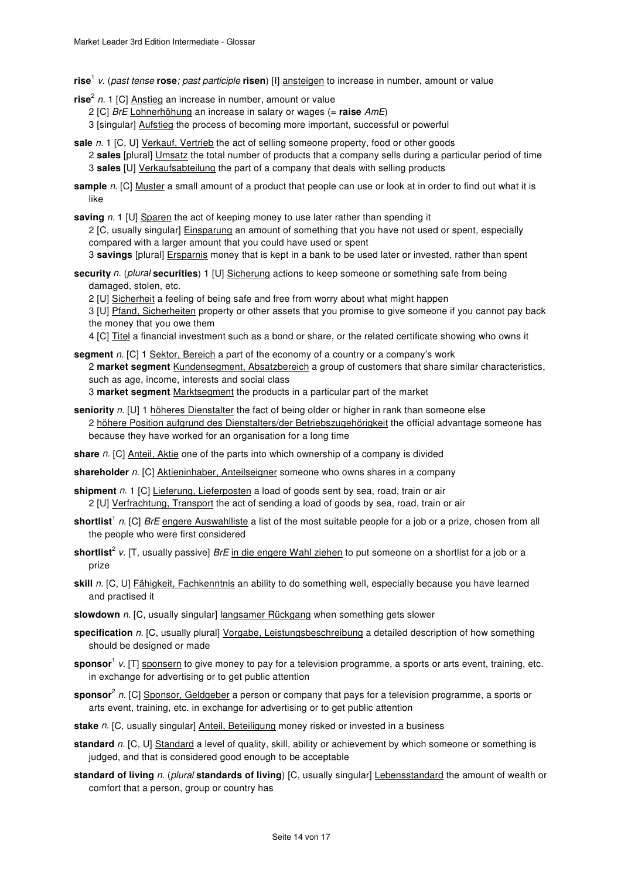**rise**[1] *v.* (*past tense* **rose***; past participle* **risen**) [I] ansteigen to increase in number, amount or value

**rise**[2] *n.* 1 [C] Anstieg an increase in number, amount or value
2 [C] *BrE* Lohnerhöhung an increase in salary or wages (= **raise** *AmE*)
3 [singular] Aufstieg the process of becoming more important, successful or powerful

**sale** *n.* 1 [C, U] Verkauf, Vertrieb the act of selling someone property, food or other goods
2 **sales** [plural] Umsatz the total number of products that a company sells during a particular period of time
3 **sales** [U] Verkaufsabteilung the part of a company that deals with selling products

**sample** *n.* [C] Muster a small amount of a product that people can use or look at in order to find out what it is like

**saving** *n.* 1 [U] Sparen the act of keeping money to use later rather than spending it
2 [C, usually singular] Einsparung an amount of something that you have not used or spent, especially compared with a larger amount that you could have used or spent
3 **savings** [plural] Ersparnis money that is kept in a bank to be used later or invested, rather than spent

**security** *n.* (*plural* **securities**) 1 [U] Sicherung actions to keep someone or something safe from being damaged, stolen, etc.
2 [U] Sicherheit a feeling of being safe and free from worry about what might happen
3 [U] Pfand, Sicherheiten property or other assets that you promise to give someone if you cannot pay back the money that you owe them
4 [C] Titel a financial investment such as a bond or share, or the related certificate showing who owns it

**segment** *n.* [C] 1 Sektor, Bereich a part of the economy of a country or a company's work
2 **market segment** Kundensegment, Absatzbereich a group of customers that share similar characteristics, such as age, income, interests and social class
3 **market segment** Marktsegment the products in a particular part of the market

**seniority** *n.* [U] 1 höheres Dienstalter the fact of being older or higher in rank than someone else
2 höhere Position aufgrund des Dienstalters/der Betriebszugehörigkeit the official advantage someone has because they have worked for an organisation for a long time

**share** *n.* [C] Anteil, Aktie one of the parts into which ownership of a company is divided

**shareholder** *n.* [C] Aktieninhaber, Anteilseigner someone who owns shares in a company

**shipment** *n.* 1 [C] Lieferung, Lieferposten a load of goods sent by sea, road, train or air
2 [U] Verfrachtung, Transport the act of sending a load of goods by sea, road, train or air

**shortlist**[1] *n.* [C] *BrE* engere Auswahlliste a list of the most suitable people for a job or a prize, chosen from all the people who were first considered

**shortlist**[2] *v.* [T, usually passive] *BrE* in die engere Wahl ziehen to put someone on a shortlist for a job or a prize

**skill** *n.* [C, U] Fähigkeit, Fachkenntnis an ability to do something well, especially because you have learned and practised it

**slowdown** *n.* [C, usually singular] langsamer Rückgang when something gets slower

**specification** *n.* [C, usually plural] Vorgabe, Leistungsbeschreibung a detailed description of how something should be designed or made

**sponsor**[1] *v.* [T] sponsern to give money to pay for a television programme, a sports or arts event, training, etc. in exchange for advertising or to get public attention

**sponsor**[2] *n.* [C] Sponsor, Geldgeber a person or company that pays for a television programme, a sports or arts event, training, etc. in exchange for advertising or to get public attention

**stake** *n.* [C, usually singular] Anteil, Beteiligung money risked or invested in a business

**standard** *n.* [C, U] Standard a level of quality, skill, ability or achievement by which someone or something is judged, and that is considered good enough to be acceptable

**standard of living** *n.* (*plural* **standards of living**) [C, usually singular] Lebensstandard the amount of wealth or comfort that a person, group or country has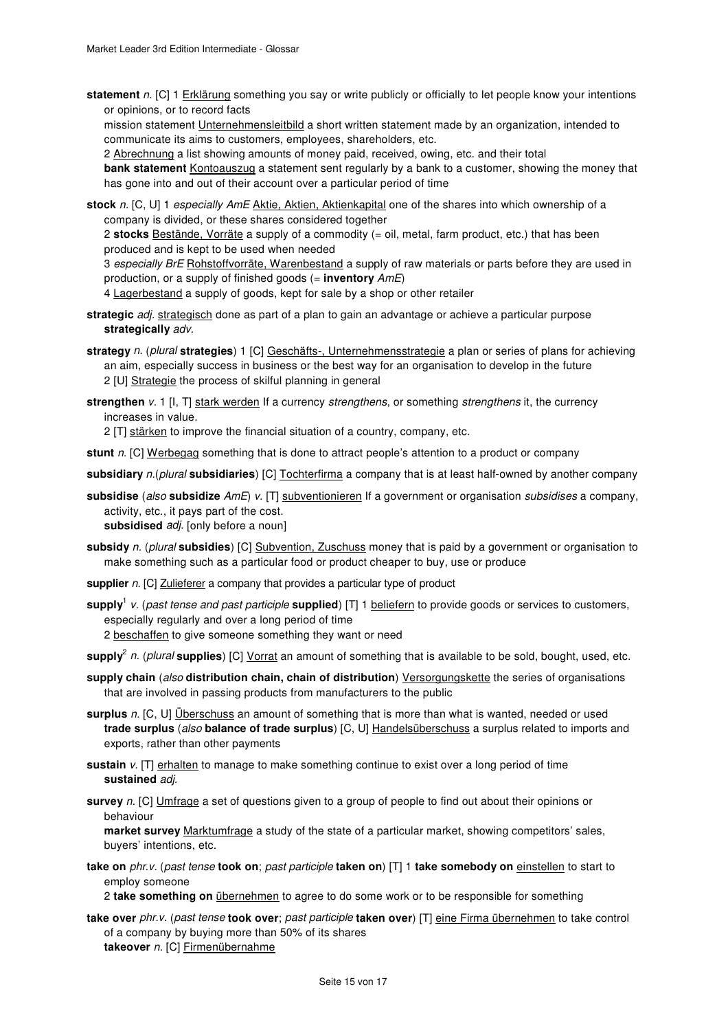**statement** *n.* [C] 1 Erklärung something you say or write publicly or officially to let people know your intentions or opinions, or to record facts
mission statement Unternehmensleitbild a short written statement made by an organization, intended to communicate its aims to customers, employees, shareholders, etc.
2 Abrechnung a list showing amounts of money paid, received, owing, etc. and their total
**bank statement** Kontoauszug a statement sent regularly by a bank to a customer, showing the money that has gone into and out of their account over a particular period of time

**stock** *n.* [C, U] 1 *especially AmE* Aktie, Aktien, Aktienkapital one of the shares into which ownership of a company is divided, or these shares considered together
2 **stocks** Bestände, Vorräte a supply of a commodity (= oil, metal, farm product, etc.) that has been produced and is kept to be used when needed
3 *especially BrE* Rohstoffvorräte, Warenbestand a supply of raw materials or parts before they are used in production, or a supply of finished goods (= **inventory** *AmE*)
4 Lagerbestand a supply of goods, kept for sale by a shop or other retailer

**strategic** *adj.* strategisch done as part of a plan to gain an advantage or achieve a particular purpose
**strategically** *adv.*

**strategy** *n.* (*plural* **strategies**) 1 [C] Geschäfts-, Unternehmensstrategie a plan or series of plans for achieving an aim, especially success in business or the best way for an organisation to develop in the future
2 [U] Strategie the process of skilful planning in general

**strengthen** *v.* 1 [I, T] stark werden If a currency *strengthens*, or something *strengthens* it, the currency increases in value.
2 [T] stärken to improve the financial situation of a country, company, etc.

**stunt** *n.* [C] Werbegag something that is done to attract people's attention to a product or company

**subsidiary** *n.*(*plural* **subsidiaries**) [C] Tochterfirma a company that is at least half-owned by another company

**subsidise** (*also* **subsidize** *AmE*) *v.* [T] subventionieren If a government or organisation *subsidises* a company, activity, etc., it pays part of the cost.
**subsidised** *adj.* [only before a noun]

**subsidy** *n.* (*plural* **subsidies**) [C] Subvention, Zuschuss money that is paid by a government or organisation to make something such as a particular food or product cheaper to buy, use or produce

**supplier** *n.* [C] Zulieferer a company that provides a particular type of product

**supply**[1] *v.* (*past tense and past participle* **supplied**) [T] 1 beliefern to provide goods or services to customers, especially regularly and over a long period of time
2 beschaffen to give someone something they want or need

**supply**[2] *n.* (*plural* **supplies**) [C] Vorrat an amount of something that is available to be sold, bought, used, etc.

**supply chain** (*also* **distribution chain, chain of distribution**) Versorgungskette the series of organisations that are involved in passing products from manufacturers to the public

**surplus** *n.* [C, U] Überschuss an amount of something that is more than what is wanted, needed or used
**trade surplus** (*also* **balance of trade surplus**) [C, U] Handelsüberschuss a surplus related to imports and exports, rather than other payments

**sustain** *v.* [T] erhalten to manage to make something continue to exist over a long period of time
**sustained** *adj.*

**survey** *n.* [C] Umfrage a set of questions given to a group of people to find out about their opinions or behaviour
**market survey** Marktumfrage a study of the state of a particular market, showing competitors' sales, buyers' intentions, etc.

**take on** *phr.v.* (*past tense* **took on**; *past participle* **taken on**) [T] 1 **take somebody on** einstellen to start to employ someone
2 **take something on** übernehmen to agree to do some work or to be responsible for something

**take over** *phr.v.* (*past tense* **took over**; *past participle* **taken over**) [T] eine Firma übernehmen to take control of a company by buying more than 50% of its shares
**takeover** *n.* [C] Firmenübernahme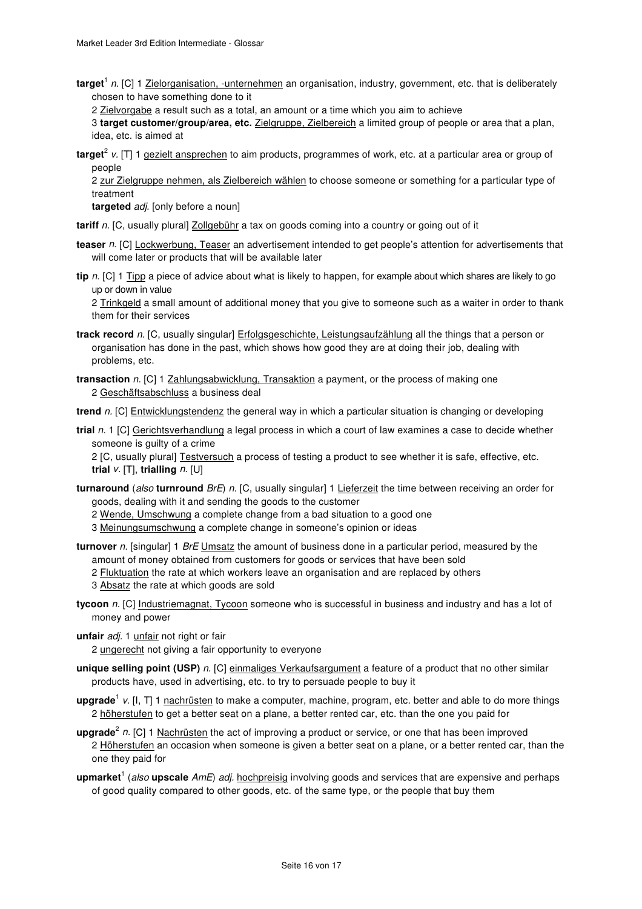**target**[1] *n.* [C] 1 Zielorganisation, -unternehmen an organisation, industry, government, etc. that is deliberately chosen to have something done to it
2 Zielvorgabe a result such as a total, an amount or a time which you aim to achieve
3 **target customer/group/area, etc.** Zielgruppe, Zielbereich a limited group of people or area that a plan, idea, etc. is aimed at

**target**[2] *v.* [T] 1 gezielt ansprechen to aim products, programmes of work, etc. at a particular area or group of people
2 zur Zielgruppe nehmen, als Zielbereich wählen to choose someone or something for a particular type of treatment
**targeted** *adj.* [only before a noun]

**tariff** *n.* [C, usually plural] Zollgebühr a tax on goods coming into a country or going out of it

**teaser** *n.* [C] Lockwerbung, Teaser an advertisement intended to get people's attention for advertisements that will come later or products that will be available later

**tip** *n.* [C] 1 Tipp a piece of advice about what is likely to happen, for example about which shares are likely to go up or down in value
2 Trinkgeld a small amount of additional money that you give to someone such as a waiter in order to thank them for their services

**track record** *n.* [C, usually singular] Erfolgsgeschichte, Leistungsaufzählung all the things that a person or organisation has done in the past, which shows how good they are at doing their job, dealing with problems, etc.

**transaction** *n.* [C] 1 Zahlungsabwicklung, Transaktion a payment, or the process of making one
2 Geschäftsabschluss a business deal

**trend** *n.* [C] Entwicklungstendenz the general way in which a particular situation is changing or developing

**trial** *n.* 1 [C] Gerichtsverhandlung a legal process in which a court of law examines a case to decide whether someone is guilty of a crime
2 [C, usually plural] Testversuch a process of testing a product to see whether it is safe, effective, etc.
**trial** *v.* [T], **trialling** *n.* [U]

**turnaround** (*also* **turnround** *BrE*) *n.* [C, usually singular] 1 Lieferzeit the time between receiving an order for goods, dealing with it and sending the goods to the customer
2 Wende, Umschwung a complete change from a bad situation to a good one
3 Meinungsumschwung a complete change in someone's opinion or ideas

**turnover** *n.* [singular] 1 *BrE* Umsatz the amount of business done in a particular period, measured by the amount of money obtained from customers for goods or services that have been sold
2 Fluktuation the rate at which workers leave an organisation and are replaced by others
3 Absatz the rate at which goods are sold

**tycoon** *n.* [C] Industriemagnat, Tycoon someone who is successful in business and industry and has a lot of money and power

**unfair** *adj.* 1 unfair not right or fair
2 ungerecht not giving a fair opportunity to everyone

**unique selling point (USP)** *n.* [C] einmaliges Verkaufsargument a feature of a product that no other similar products have, used in advertising, etc. to try to persuade people to buy it

**upgrade**[1] *v.* [I, T] 1 nachrüsten to make a computer, machine, program, etc. better and able to do more things
2 höherstufen to get a better seat on a plane, a better rented car, etc. than the one you paid for

**upgrade**[2] *n.* [C] 1 Nachrüsten the act of improving a product or service, or one that has been improved
2 Höherstufen an occasion when someone is given a better seat on a plane, or a better rented car, than the one they paid for

**upmarket**[1] (*also* **upscale** *AmE*) *adj.* hochpreisig involving goods and services that are expensive and perhaps of good quality compared to other goods, etc. of the same type, or the people that buy them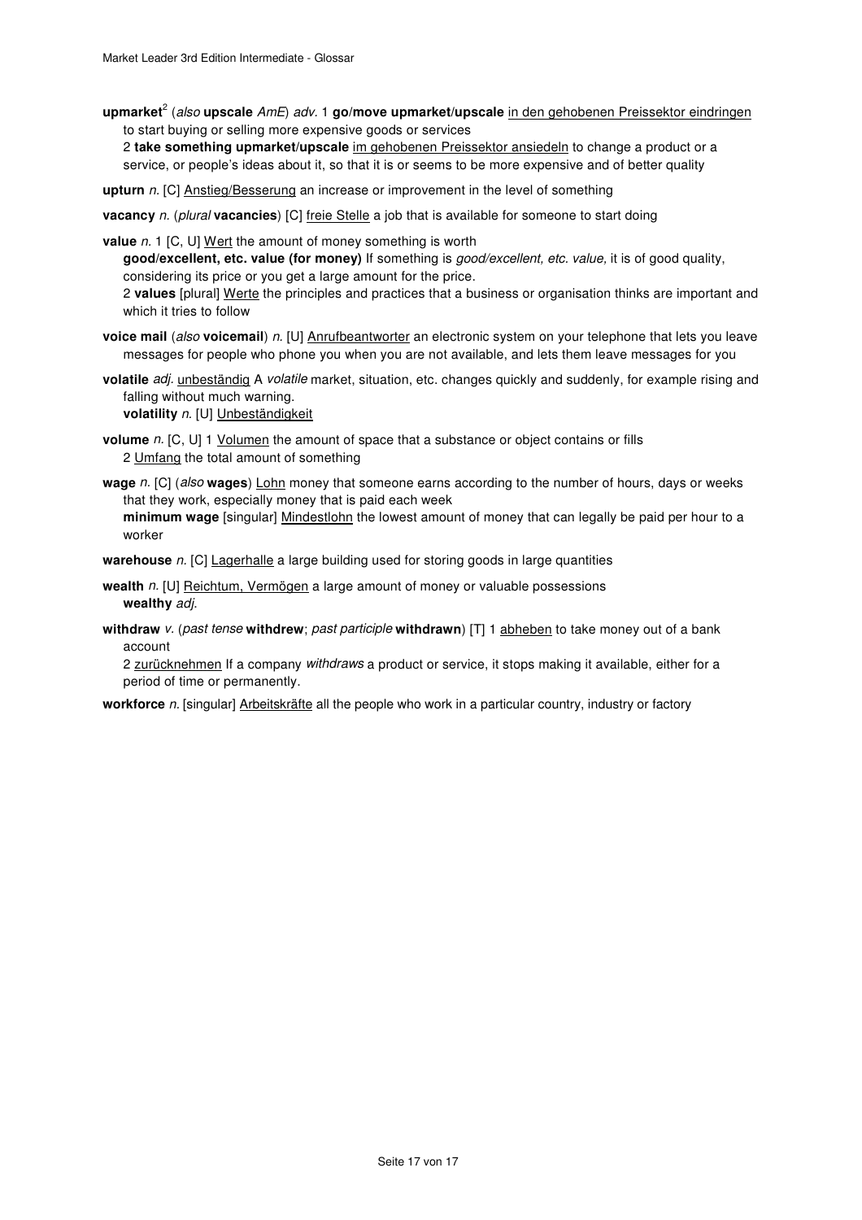**upmarket**[2] (*also* **upscale** *AmE*) *adv.* 1 **go/move upmarket/upscale** <u>in den gehobenen Preissektor eindringen</u> to start buying or selling more expensive goods or services
2 **take something upmarket/upscale** <u>im gehobenen Preissektor ansiedeln</u> to change a product or a service, or people's ideas about it, so that it is or seems to be more expensive and of better quality

**upturn** *n.* [C] <u>Anstieg/Besserung</u> an increase or improvement in the level of something

**vacancy** *n.* (*plural* **vacancies**) [C] <u>freie Stelle</u> a job that is available for someone to start doing

**value** *n.* 1 [C, U] <u>Wert</u> the amount of money something is worth
**good/excellent, etc. value (for money)** If something is *good/excellent, etc. value,* it is of good quality, considering its price or you get a large amount for the price.
2 **values** [plural] <u>Werte</u> the principles and practices that a business or organisation thinks are important and which it tries to follow

**voice mail** (*also* **voicemail**) *n.* [U] <u>Anrufbeantworter</u> an electronic system on your telephone that lets you leave messages for people who phone you when you are not available, and lets them leave messages for you

**volatile** *adj.* <u>unbeständig</u> A *volatile* market, situation, etc. changes quickly and suddenly, for example rising and falling without much warning.
**volatility** *n.* [U] <u>Unbeständigkeit</u>

**volume** *n.* [C, U] 1 <u>Volumen</u> the amount of space that a substance or object contains or fills
2 <u>Umfang</u> the total amount of something

**wage** *n.* [C] (*also* **wages**) <u>Lohn</u> money that someone earns according to the number of hours, days or weeks that they work, especially money that is paid each week
**minimum wage** [singular] <u>Mindestlohn</u> the lowest amount of money that can legally be paid per hour to a worker

**warehouse** *n.* [C] <u>Lagerhalle</u> a large building used for storing goods in large quantities

**wealth** *n.* [U] <u>Reichtum, Vermögen</u> a large amount of money or valuable possessions
**wealthy** *adj.*

**withdraw** *v.* (*past tense* **withdrew**; *past participle* **withdrawn**) [T] 1 <u>abheben</u> to take money out of a bank account
2 <u>zurücknehmen</u> If a company *withdraws* a product or service, it stops making it available, either for a period of time or permanently.

**workforce** *n.* [singular] <u>Arbeitskräfte</u> all the people who work in a particular country, industry or factory